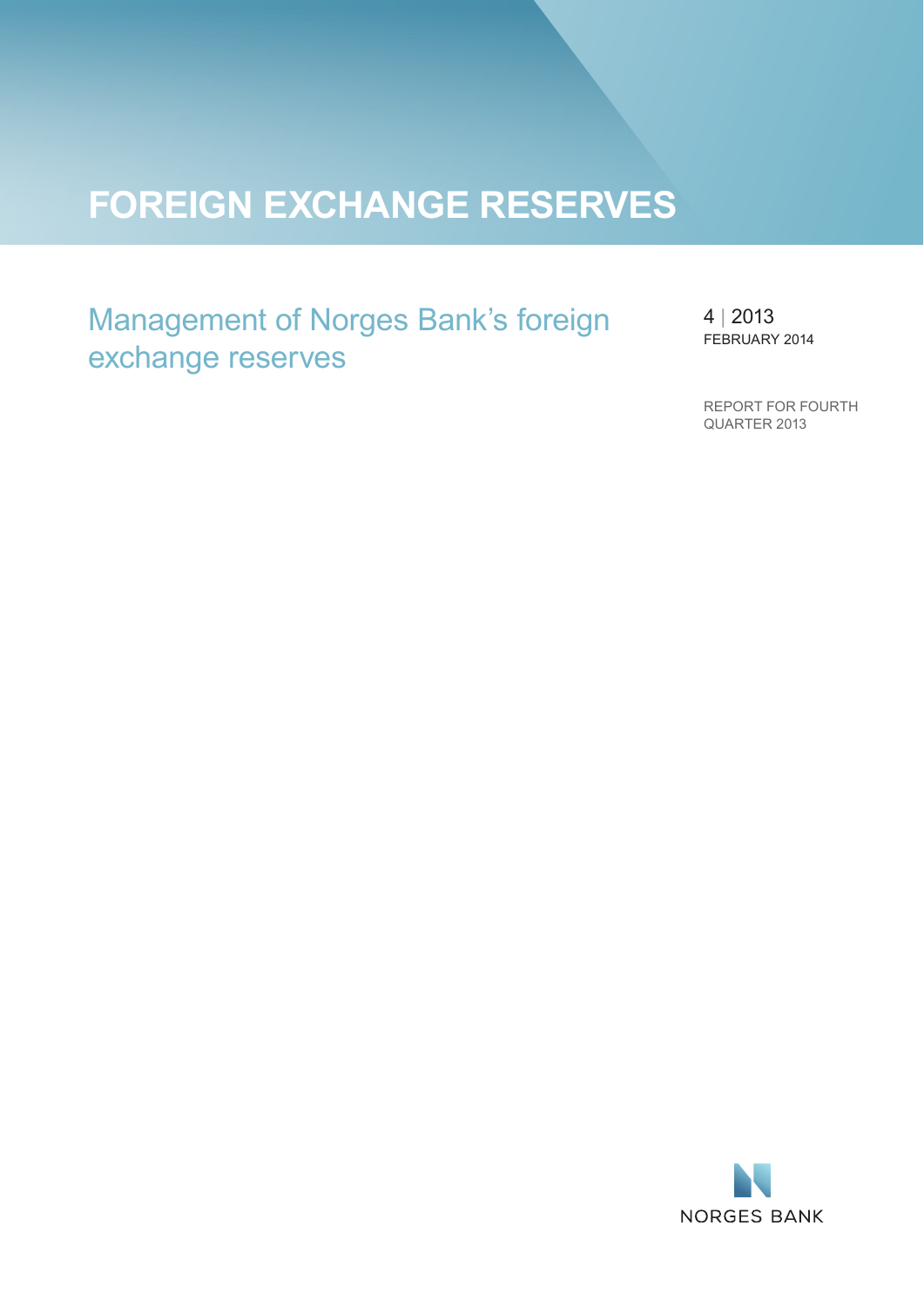# FOREIGN EXCHANGE RESERVES

## Management of Norges Bank's foreign exchange reserves

4 | 2013
FEBRUARY 2014

REPORT FOR FOURTH QUARTER 2013

NORGES BANK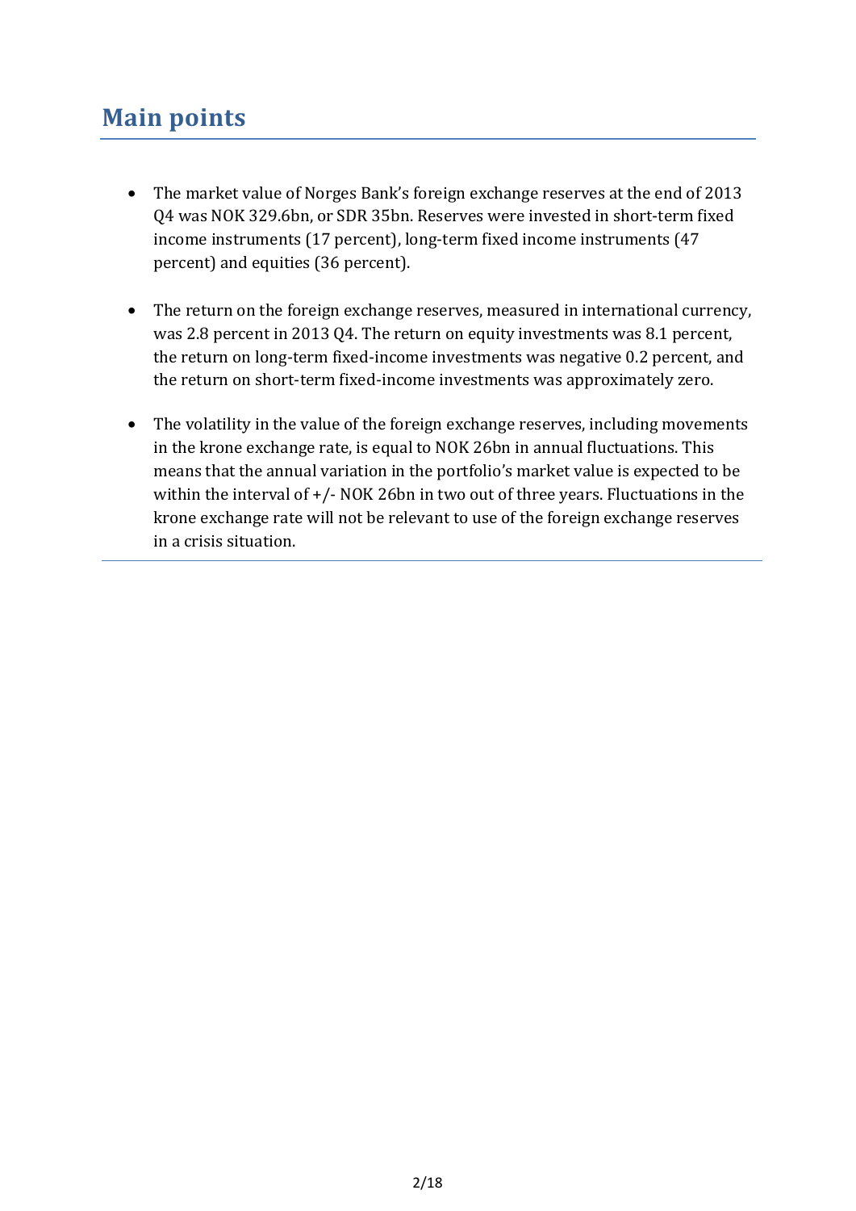# Main points

- The market value of Norges Bank's foreign exchange reserves at the end of 2013 Q4 was NOK 329.6bn, or SDR 35bn. Reserves were invested in short-term fixed income instruments (17 percent), long-term fixed income instruments (47 percent) and equities (36 percent).

- The return on the foreign exchange reserves, measured in international currency, was 2.8 percent in 2013 Q4. The return on equity investments was 8.1 percent, the return on long-term fixed-income investments was negative 0.2 percent, and the return on short-term fixed-income investments was approximately zero.

- The volatility in the value of the foreign exchange reserves, including movements in the krone exchange rate, is equal to NOK 26bn in annual fluctuations. This means that the annual variation in the portfolio's market value is expected to be within the interval of +/- NOK 26bn in two out of three years. Fluctuations in the krone exchange rate will not be relevant to use of the foreign exchange reserves in a crisis situation.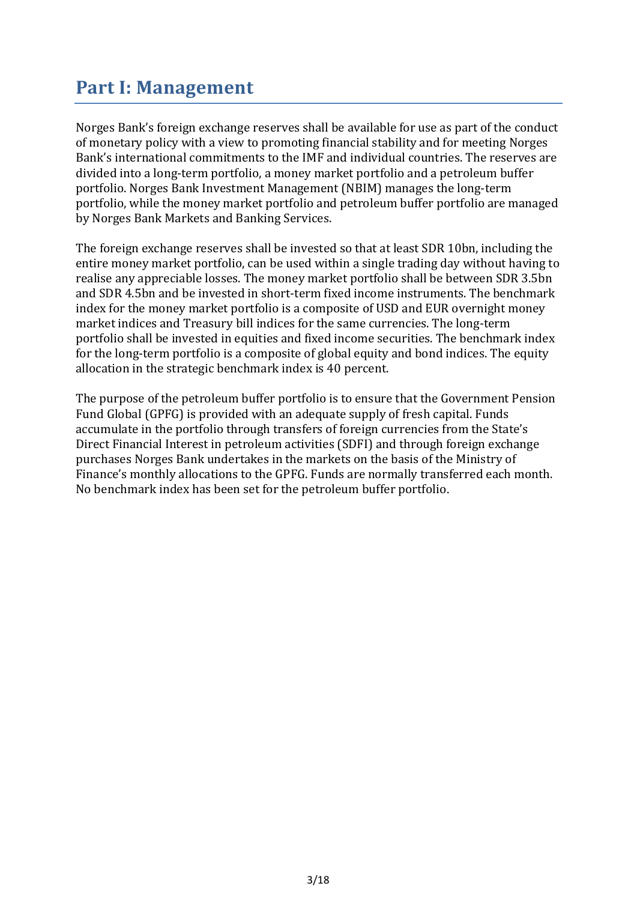# Part I: Management

Norges Bank's foreign exchange reserves shall be available for use as part of the conduct of monetary policy with a view to promoting financial stability and for meeting Norges Bank's international commitments to the IMF and individual countries. The reserves are divided into a long-term portfolio, a money market portfolio and a petroleum buffer portfolio. Norges Bank Investment Management (NBIM) manages the long-term portfolio, while the money market portfolio and petroleum buffer portfolio are managed by Norges Bank Markets and Banking Services.

The foreign exchange reserves shall be invested so that at least SDR 10bn, including the entire money market portfolio, can be used within a single trading day without having to realise any appreciable losses. The money market portfolio shall be between SDR 3.5bn and SDR 4.5bn and be invested in short-term fixed income instruments. The benchmark index for the money market portfolio is a composite of USD and EUR overnight money market indices and Treasury bill indices for the same currencies. The long-term portfolio shall be invested in equities and fixed income securities. The benchmark index for the long-term portfolio is a composite of global equity and bond indices. The equity allocation in the strategic benchmark index is 40 percent.

The purpose of the petroleum buffer portfolio is to ensure that the Government Pension Fund Global (GPFG) is provided with an adequate supply of fresh capital. Funds accumulate in the portfolio through transfers of foreign currencies from the State's Direct Financial Interest in petroleum activities (SDFI) and through foreign exchange purchases Norges Bank undertakes in the markets on the basis of the Ministry of Finance's monthly allocations to the GPFG. Funds are normally transferred each month. No benchmark index has been set for the petroleum buffer portfolio.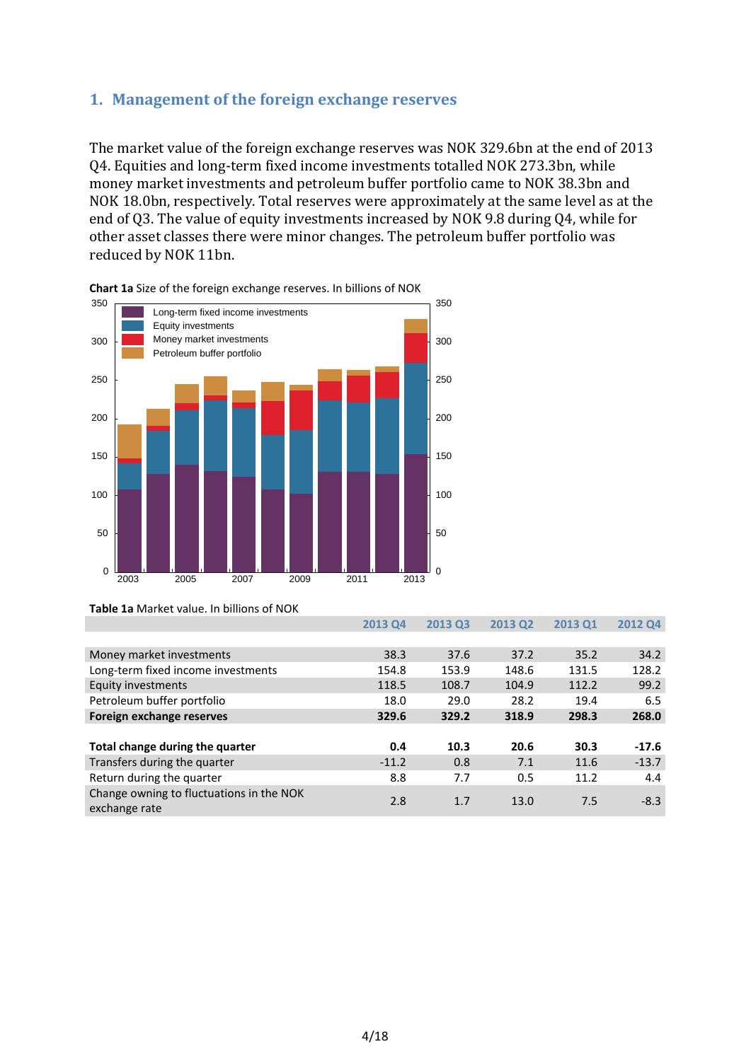## 1. Management of the foreign exchange reserves

The market value of the foreign exchange reserves was NOK 329.6bn at the end of 2013 Q4. Equities and long-term fixed income investments totalled NOK 273.3bn, while money market investments and petroleum buffer portfolio came to NOK 38.3bn and NOK 18.0bn, respectively. Total reserves were approximately at the same level as at the end of Q3. The value of equity investments increased by NOK 9.8 during Q4, while for other asset classes there were minor changes. The petroleum buffer portfolio was reduced by NOK 11bn.

**Chart 1a** Size of the foreign exchange reserves. In billions of NOK

**Table 1a** Market value. In billions of NOK

| | 2013 Q4 | 2013 Q3 | 2013 Q2 | 2013 Q1 | 2012 Q4 |
|---|---|---|---|---|---|
| Money market investments | 38.3 | 37.6 | 37.2 | 35.2 | 34.2 |
| Long-term fixed income investments | 154.8 | 153.9 | 148.6 | 131.5 | 128.2 |
| Equity investments | 118.5 | 108.7 | 104.9 | 112.2 | 99.2 |
| Petroleum buffer portfolio | 18.0 | 29.0 | 28.2 | 19.4 | 6.5 |
| **Foreign exchange reserves** | **329.6** | **329.2** | **318.9** | **298.3** | **268.0** |
| | | | | | |
| **Total change during the quarter** | **0.4** | **10.3** | **20.6** | **30.3** | **-17.6** |
| Transfers during the quarter | -11.2 | 0.8 | 7.1 | 11.6 | -13.7 |
| Return during the quarter | 8.8 | 7.7 | 0.5 | 11.2 | 4.4 |
| Change owning to fluctuations in the NOK exchange rate | 2.8 | 1.7 | 13.0 | 7.5 | -8.3 |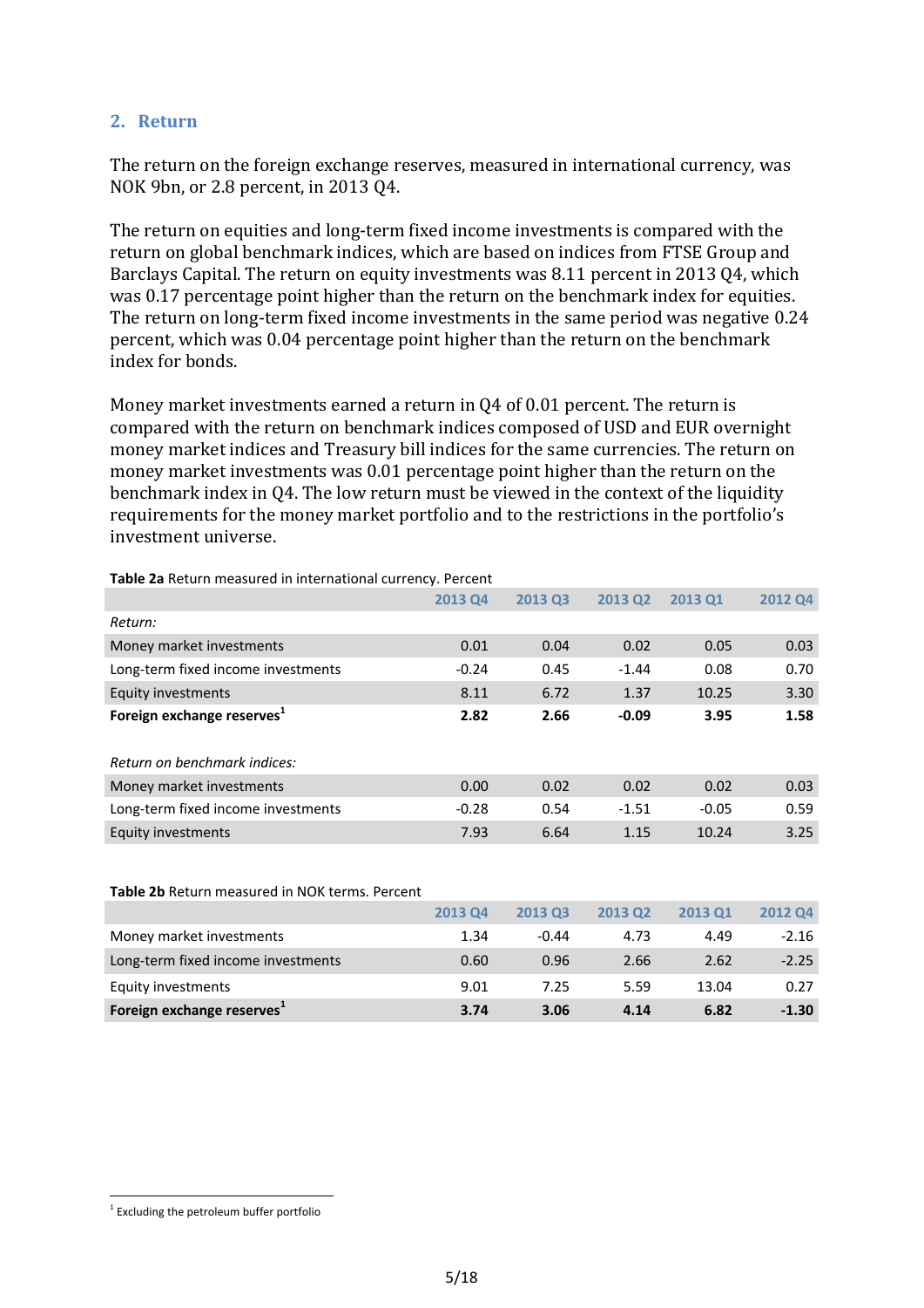## 2. Return

The return on the foreign exchange reserves, measured in international currency, was NOK 9bn, or 2.8 percent, in 2013 Q4.

The return on equities and long-term fixed income investments is compared with the return on global benchmark indices, which are based on indices from FTSE Group and Barclays Capital. The return on equity investments was 8.11 percent in 2013 Q4, which was 0.17 percentage point higher than the return on the benchmark index for equities. The return on long-term fixed income investments in the same period was negative 0.24 percent, which was 0.04 percentage point higher than the return on the benchmark index for bonds.

Money market investments earned a return in Q4 of 0.01 percent. The return is compared with the return on benchmark indices composed of USD and EUR overnight money market indices and Treasury bill indices for the same currencies. The return on money market investments was 0.01 percentage point higher than the return on the benchmark index in Q4. The low return must be viewed in the context of the liquidity requirements for the money market portfolio and to the restrictions in the portfolio's investment universe.

**Table 2a** Return measured in international currency. Percent

| | 2013 Q4 | 2013 Q3 | 2013 Q2 | 2013 Q1 | 2012 Q4 |
|---|---|---|---|---|---|
| *Return:* | | | | | |
| Money market investments | 0.01 | 0.04 | 0.02 | 0.05 | 0.03 |
| Long-term fixed income investments | -0.24 | 0.45 | -1.44 | 0.08 | 0.70 |
| Equity investments | 8.11 | 6.72 | 1.37 | 10.25 | 3.30 |
| **Foreign exchange reserves[1]** | **2.82** | **2.66** | **-0.09** | **3.95** | **1.58** |
| | | | | | |
| *Return on benchmark indices:* | | | | | |
| Money market investments | 0.00 | 0.02 | 0.02 | 0.02 | 0.03 |
| Long-term fixed income investments | -0.28 | 0.54 | -1.51 | -0.05 | 0.59 |
| Equity investments | 7.93 | 6.64 | 1.15 | 10.24 | 3.25 |

**Table 2b** Return measured in NOK terms. Percent

| | 2013 Q4 | 2013 Q3 | 2013 Q2 | 2013 Q1 | 2012 Q4 |
|---|---|---|---|---|---|
| Money market investments | 1.34 | -0.44 | 4.73 | 4.49 | -2.16 |
| Long-term fixed income investments | 0.60 | 0.96 | 2.66 | 2.62 | -2.25 |
| Equity investments | 9.01 | 7.25 | 5.59 | 13.04 | 0.27 |
| **Foreign exchange reserves[1]** | **3.74** | **3.06** | **4.14** | **6.82** | **-1.30** |

[1] Excluding the petroleum buffer portfolio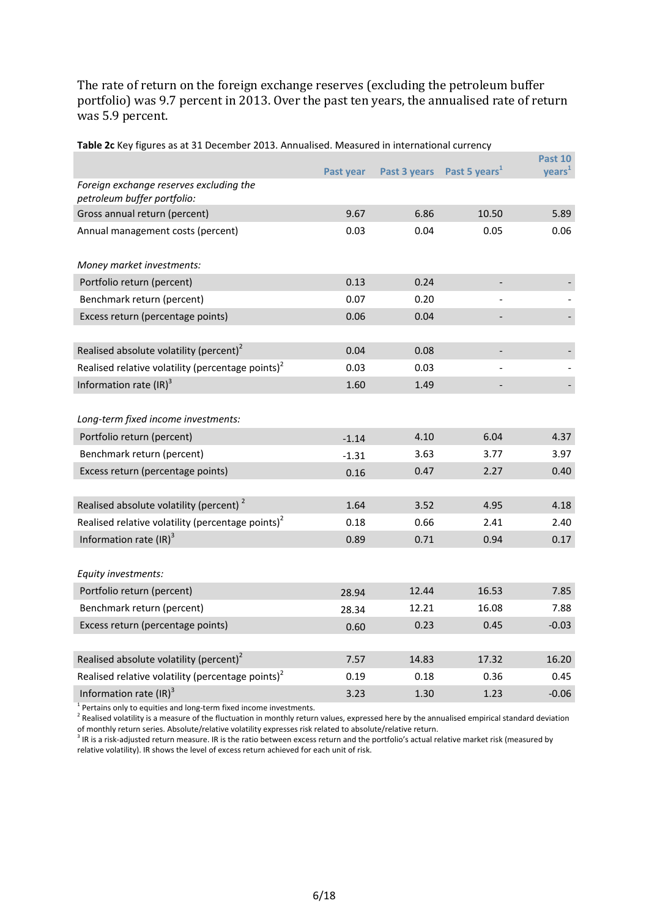The rate of return on the foreign exchange reserves (excluding the petroleum buffer portfolio) was 9.7 percent in 2013. Over the past ten years, the annualised rate of return was 5.9 percent.

**Table 2c** Key figures as at 31 December 2013. Annualised. Measured in international currency

| | Past year | Past 3 years | Past 5 years[1] | Past 10 years[1] |
|---|---|---|---|---|
| *Foreign exchange reserves excluding the petroleum buffer portfolio:* | | | | |
| Gross annual return (percent) | 9.67 | 6.86 | 10.50 | 5.89 |
| Annual management costs (percent) | 0.03 | 0.04 | 0.05 | 0.06 |
| | | | | |
| *Money market investments:* | | | | |
| Portfolio return (percent) | 0.13 | 0.24 | - | - |
| Benchmark return (percent) | 0.07 | 0.20 | - | - |
| Excess return (percentage points) | 0.06 | 0.04 | - | - |
| | | | | |
| Realised absolute volatility (percent)[2] | 0.04 | 0.08 | - | - |
| Realised relative volatility (percentage points)[2] | 0.03 | 0.03 | - | - |
| Information rate (IR)[3] | 1.60 | 1.49 | - | - |
| | | | | |
| *Long-term fixed income investments:* | | | | |
| Portfolio return (percent) | -1.14 | 4.10 | 6.04 | 4.37 |
| Benchmark return (percent) | -1.31 | 3.63 | 3.77 | 3.97 |
| Excess return (percentage points) | 0.16 | 0.47 | 2.27 | 0.40 |
| | | | | |
| Realised absolute volatility (percent)[2] | 1.64 | 3.52 | 4.95 | 4.18 |
| Realised relative volatility (percentage points)[2] | 0.18 | 0.66 | 2.41 | 2.40 |
| Information rate (IR)[3] | 0.89 | 0.71 | 0.94 | 0.17 |
| | | | | |
| *Equity investments:* | | | | |
| Portfolio return (percent) | 28.94 | 12.44 | 16.53 | 7.85 |
| Benchmark return (percent) | 28.34 | 12.21 | 16.08 | 7.88 |
| Excess return (percentage points) | 0.60 | 0.23 | 0.45 | -0.03 |
| | | | | |
| Realised absolute volatility (percent)[2] | 7.57 | 14.83 | 17.32 | 16.20 |
| Realised relative volatility (percentage points)[2] | 0.19 | 0.18 | 0.36 | 0.45 |
| Information rate (IR)[3] | 3.23 | 1.30 | 1.23 | -0.06 |

[1] Pertains only to equities and long-term fixed income investments.
[2] Realised volatility is a measure of the fluctuation in monthly return values, expressed here by the annualised empirical standard deviation of monthly return series. Absolute/relative volatility expresses risk related to absolute/relative return.
[3] IR is a risk-adjusted return measure. IR is the ratio between excess return and the portfolio's actual relative market risk (measured by relative volatility). IR shows the level of excess return achieved for each unit of risk.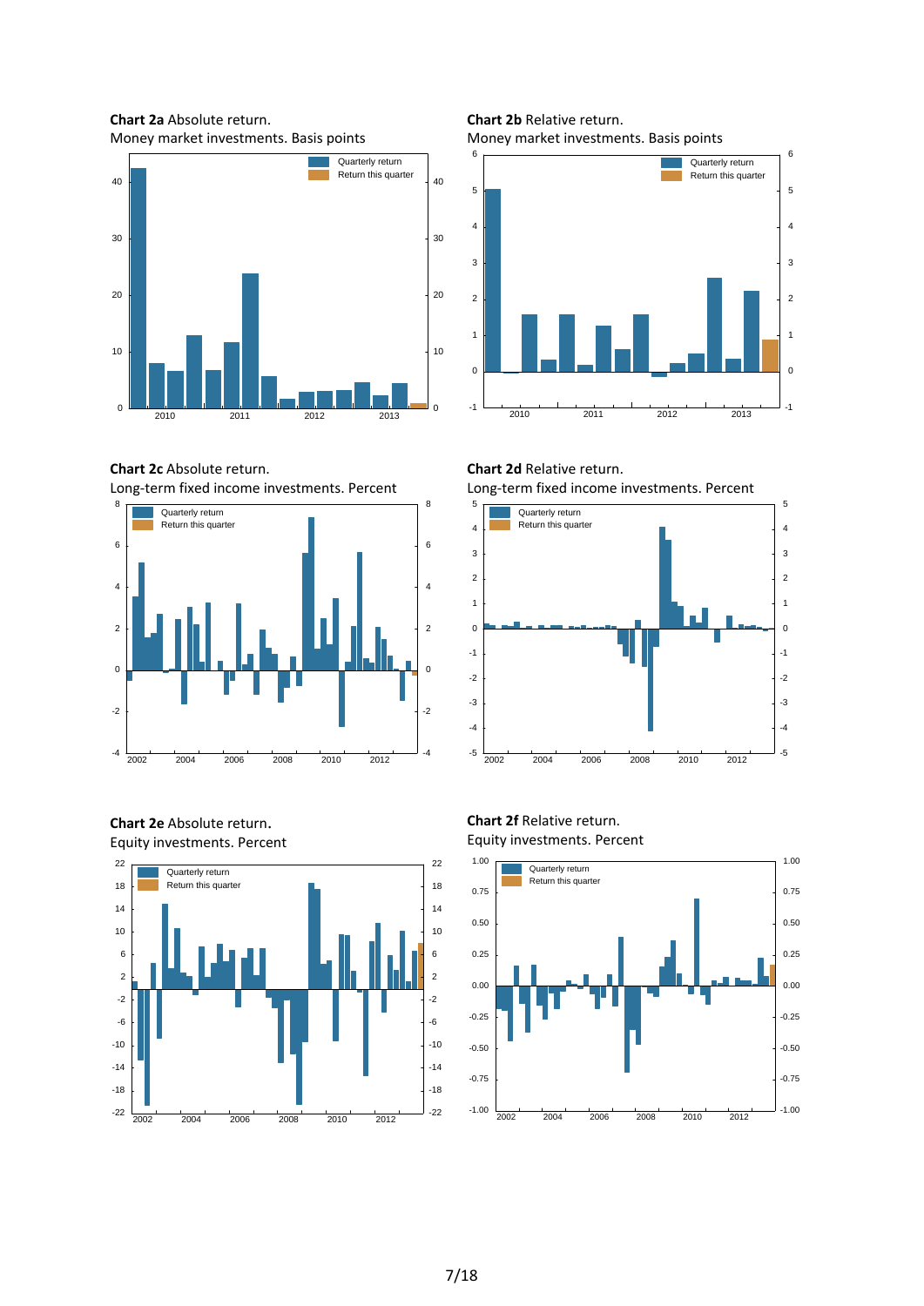**Chart 2a** Absolute return.
Money market investments. Basis points

**Chart 2b** Relative return.
Money market investments. Basis points

**Chart 2c** Absolute return.
Long-term fixed income investments. Percent

**Chart 2d** Relative return.
Long-term fixed income investments. Percent

**Chart 2e** Absolute return.
Equity investments. Percent

**Chart 2f** Relative return.
Equity investments. Percent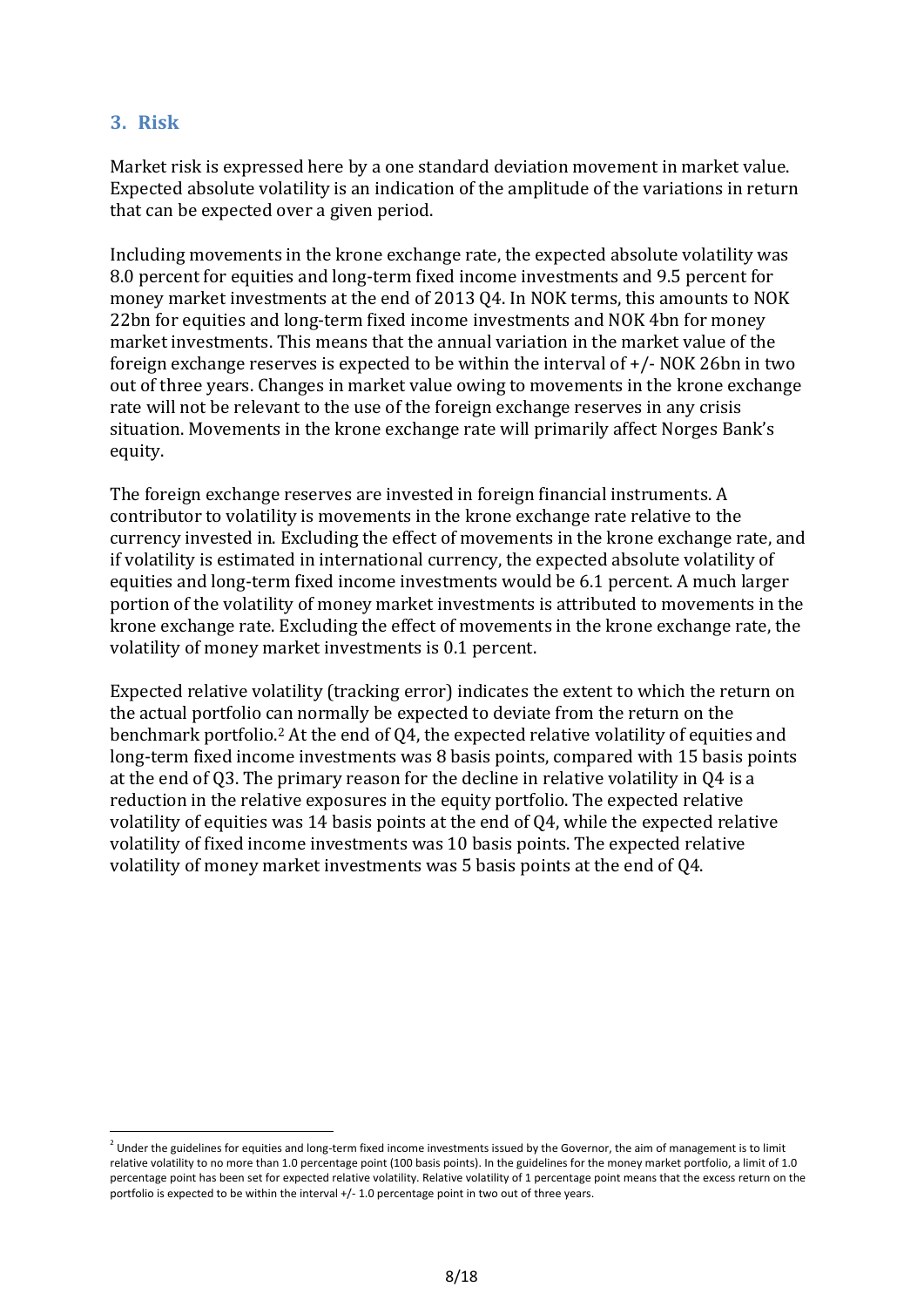## 3. Risk

Market risk is expressed here by a one standard deviation movement in market value. Expected absolute volatility is an indication of the amplitude of the variations in return that can be expected over a given period.

Including movements in the krone exchange rate, the expected absolute volatility was 8.0 percent for equities and long-term fixed income investments and 9.5 percent for money market investments at the end of 2013 Q4. In NOK terms, this amounts to NOK 22bn for equities and long-term fixed income investments and NOK 4bn for money market investments. This means that the annual variation in the market value of the foreign exchange reserves is expected to be within the interval of +/- NOK 26bn in two out of three years. Changes in market value owing to movements in the krone exchange rate will not be relevant to the use of the foreign exchange reserves in any crisis situation. Movements in the krone exchange rate will primarily affect Norges Bank's equity.

The foreign exchange reserves are invested in foreign financial instruments. A contributor to volatility is movements in the krone exchange rate relative to the currency invested in. Excluding the effect of movements in the krone exchange rate, and if volatility is estimated in international currency, the expected absolute volatility of equities and long-term fixed income investments would be 6.1 percent. A much larger portion of the volatility of money market investments is attributed to movements in the krone exchange rate. Excluding the effect of movements in the krone exchange rate, the volatility of money market investments is 0.1 percent.

Expected relative volatility (tracking error) indicates the extent to which the return on the actual portfolio can normally be expected to deviate from the return on the benchmark portfolio.[2] At the end of Q4, the expected relative volatility of equities and long-term fixed income investments was 8 basis points, compared with 15 basis points at the end of Q3. The primary reason for the decline in relative volatility in Q4 is a reduction in the relative exposures in the equity portfolio. The expected relative volatility of equities was 14 basis points at the end of Q4, while the expected relative volatility of fixed income investments was 10 basis points. The expected relative volatility of money market investments was 5 basis points at the end of Q4.

[2] Under the guidelines for equities and long-term fixed income investments issued by the Governor, the aim of management is to limit relative volatility to no more than 1.0 percentage point (100 basis points). In the guidelines for the money market portfolio, a limit of 1.0 percentage point has been set for expected relative volatility. Relative volatility of 1 percentage point means that the excess return on the portfolio is expected to be within the interval +/- 1.0 percentage point in two out of three years.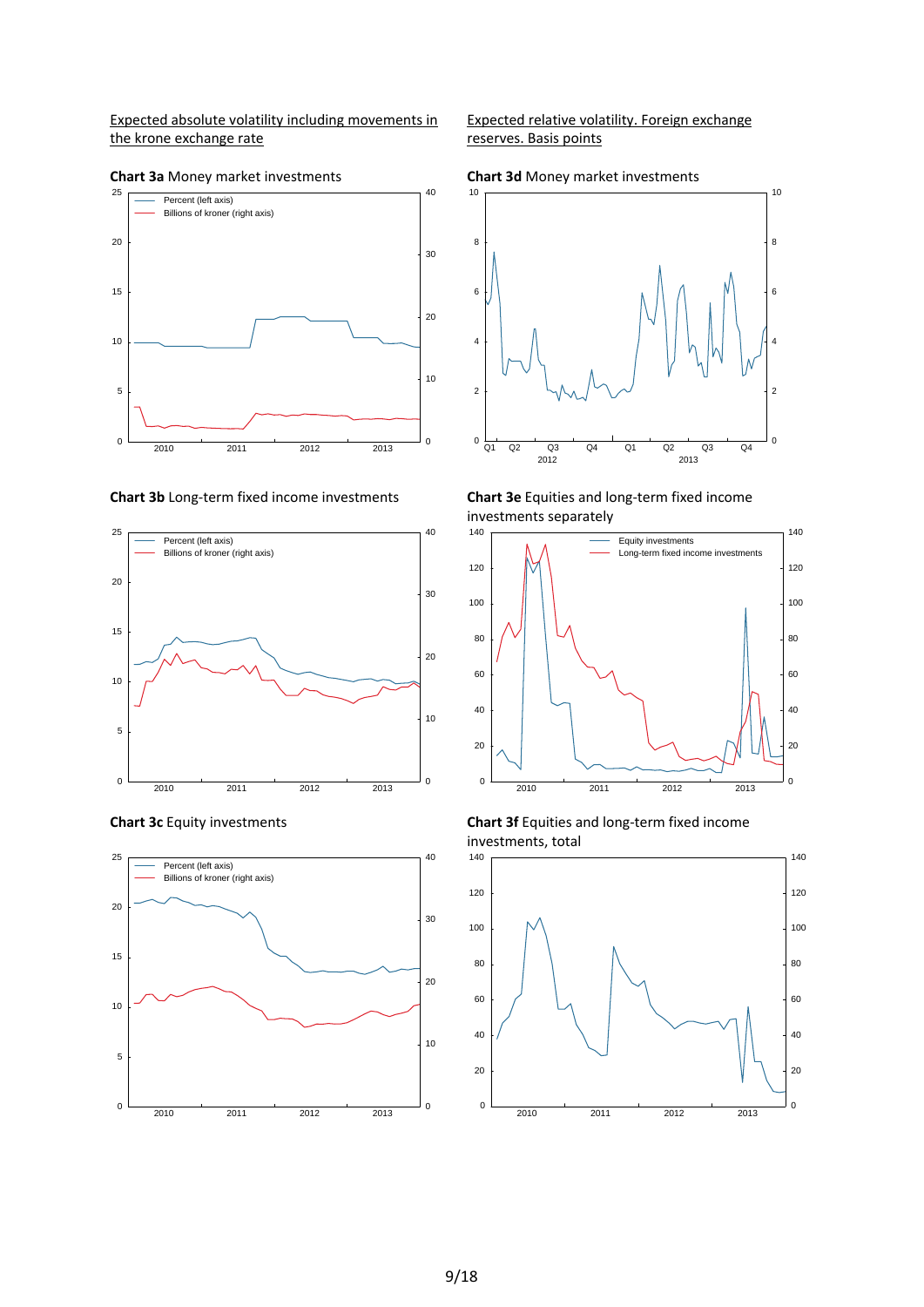Expected absolute volatility including movements in the krone exchange rate

**Chart 3a** Money market investments

**Chart 3b** Long-term fixed income investments

**Chart 3c** Equity investments

Expected relative volatility. Foreign exchange reserves. Basis points

**Chart 3d** Money market investments

**Chart 3e** Equities and long-term fixed income investments separately

**Chart 3f** Equities and long-term fixed income investments, total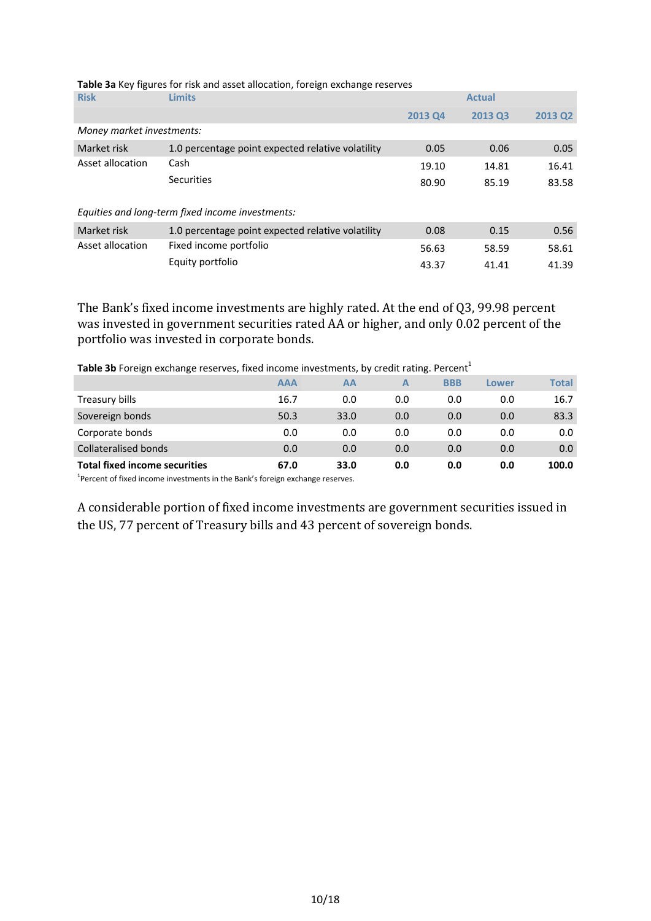**Table 3a** Key figures for risk and asset allocation, foreign exchange reserves

| Risk | Limits | Actual | | |
|---|---|---|---|---|
| | | 2013 Q4 | 2013 Q3 | 2013 Q2 |
| *Money market investments:* | | | | |
| Market risk | 1.0 percentage point expected relative volatility | 0.05 | 0.06 | 0.05 |
| Asset allocation | Cash | 19.10 | 14.81 | 16.41 |
| | Securities | 80.90 | 85.19 | 83.58 |
| *Equities and long-term fixed income investments:* | | | | |
| Market risk | 1.0 percentage point expected relative volatility | 0.08 | 0.15 | 0.56 |
| Asset allocation | Fixed income portfolio | 56.63 | 58.59 | 58.61 |
| | Equity portfolio | 43.37 | 41.41 | 41.39 |

The Bank's fixed income investments are highly rated. At the end of Q3, 99.98 percent was invested in government securities rated AA or higher, and only 0.02 percent of the portfolio was invested in corporate bonds.

**Table 3b** Foreign exchange reserves, fixed income investments, by credit rating. Percent[1]

| | AAA | AA | A | BBB | Lower | Total |
|---|---|---|---|---|---|---|
| Treasury bills | 16.7 | 0.0 | 0.0 | 0.0 | 0.0 | 16.7 |
| Sovereign bonds | 50.3 | 33.0 | 0.0 | 0.0 | 0.0 | 83.3 |
| Corporate bonds | 0.0 | 0.0 | 0.0 | 0.0 | 0.0 | 0.0 |
| Collateralised bonds | 0.0 | 0.0 | 0.0 | 0.0 | 0.0 | 0.0 |
| **Total fixed income securities** | **67.0** | **33.0** | **0.0** | **0.0** | **0.0** | **100.0** |

[1]Percent of fixed income investments in the Bank's foreign exchange reserves.

A considerable portion of fixed income investments are government securities issued in the US, 77 percent of Treasury bills and 43 percent of sovereign bonds.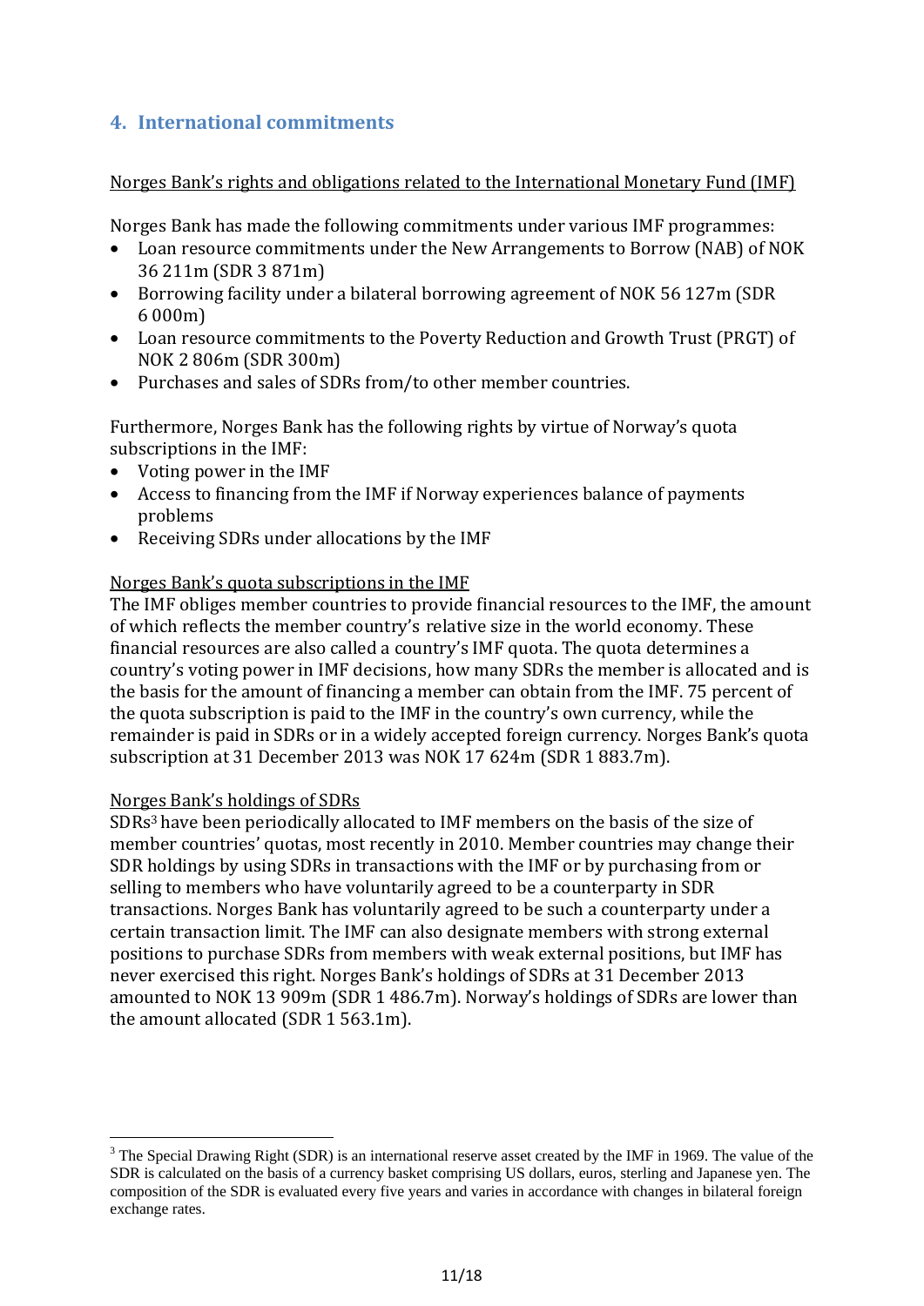## 4. International commitments

Norges Bank's rights and obligations related to the International Monetary Fund (IMF)

Norges Bank has made the following commitments under various IMF programmes:

- Loan resource commitments under the New Arrangements to Borrow (NAB) of NOK 36 211m (SDR 3 871m)
- Borrowing facility under a bilateral borrowing agreement of NOK 56 127m (SDR 6 000m)
- Loan resource commitments to the Poverty Reduction and Growth Trust (PRGT) of NOK 2 806m (SDR 300m)
- Purchases and sales of SDRs from/to other member countries.

Furthermore, Norges Bank has the following rights by virtue of Norway's quota subscriptions in the IMF:

- Voting power in the IMF
- Access to financing from the IMF if Norway experiences balance of payments problems
- Receiving SDRs under allocations by the IMF

Norges Bank's quota subscriptions in the IMF

The IMF obliges member countries to provide financial resources to the IMF, the amount of which reflects the member country's relative size in the world economy. These financial resources are also called a country's IMF quota. The quota determines a country's voting power in IMF decisions, how many SDRs the member is allocated and is the basis for the amount of financing a member can obtain from the IMF. 75 percent of the quota subscription is paid to the IMF in the country's own currency, while the remainder is paid in SDRs or in a widely accepted foreign currency. Norges Bank's quota subscription at 31 December 2013 was NOK 17 624m (SDR 1 883.7m).

Norges Bank's holdings of SDRs

SDRs[3] have been periodically allocated to IMF members on the basis of the size of member countries' quotas, most recently in 2010. Member countries may change their SDR holdings by using SDRs in transactions with the IMF or by purchasing from or selling to members who have voluntarily agreed to be a counterparty in SDR transactions. Norges Bank has voluntarily agreed to be such a counterparty under a certain transaction limit. The IMF can also designate members with strong external positions to purchase SDRs from members with weak external positions, but IMF has never exercised this right. Norges Bank's holdings of SDRs at 31 December 2013 amounted to NOK 13 909m (SDR 1 486.7m). Norway's holdings of SDRs are lower than the amount allocated (SDR 1 563.1m).

[3] The Special Drawing Right (SDR) is an international reserve asset created by the IMF in 1969. The value of the SDR is calculated on the basis of a currency basket comprising US dollars, euros, sterling and Japanese yen. The composition of the SDR is evaluated every five years and varies in accordance with changes in bilateral foreign exchange rates.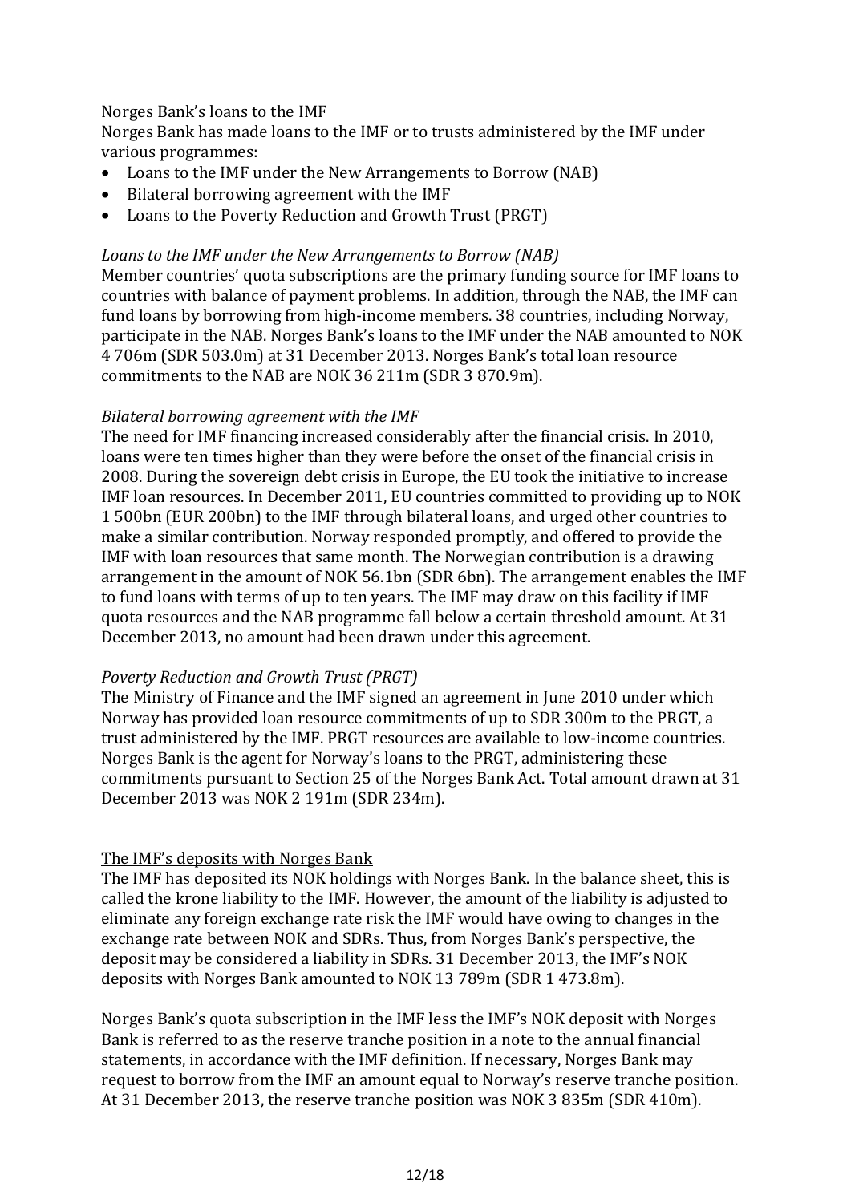Norges Bank's loans to the IMF

Norges Bank has made loans to the IMF or to trusts administered by the IMF under various programmes:

- Loans to the IMF under the New Arrangements to Borrow (NAB)
- Bilateral borrowing agreement with the IMF
- Loans to the Poverty Reduction and Growth Trust (PRGT)

*Loans to the IMF under the New Arrangements to Borrow (NAB)*

Member countries' quota subscriptions are the primary funding source for IMF loans to countries with balance of payment problems. In addition, through the NAB, the IMF can fund loans by borrowing from high-income members. 38 countries, including Norway, participate in the NAB. Norges Bank's loans to the IMF under the NAB amounted to NOK 4 706m (SDR 503.0m) at 31 December 2013. Norges Bank's total loan resource commitments to the NAB are NOK 36 211m (SDR 3 870.9m).

*Bilateral borrowing agreement with the IMF*

The need for IMF financing increased considerably after the financial crisis. In 2010, loans were ten times higher than they were before the onset of the financial crisis in 2008. During the sovereign debt crisis in Europe, the EU took the initiative to increase IMF loan resources. In December 2011, EU countries committed to providing up to NOK 1 500bn (EUR 200bn) to the IMF through bilateral loans, and urged other countries to make a similar contribution. Norway responded promptly, and offered to provide the IMF with loan resources that same month. The Norwegian contribution is a drawing arrangement in the amount of NOK 56.1bn (SDR 6bn). The arrangement enables the IMF to fund loans with terms of up to ten years. The IMF may draw on this facility if IMF quota resources and the NAB programme fall below a certain threshold amount. At 31 December 2013, no amount had been drawn under this agreement.

*Poverty Reduction and Growth Trust (PRGT)*

The Ministry of Finance and the IMF signed an agreement in June 2010 under which Norway has provided loan resource commitments of up to SDR 300m to the PRGT, a trust administered by the IMF. PRGT resources are available to low-income countries. Norges Bank is the agent for Norway's loans to the PRGT, administering these commitments pursuant to Section 25 of the Norges Bank Act. Total amount drawn at 31 December 2013 was NOK 2 191m (SDR 234m).

The IMF's deposits with Norges Bank

The IMF has deposited its NOK holdings with Norges Bank. In the balance sheet, this is called the krone liability to the IMF. However, the amount of the liability is adjusted to eliminate any foreign exchange rate risk the IMF would have owing to changes in the exchange rate between NOK and SDRs. Thus, from Norges Bank's perspective, the deposit may be considered a liability in SDRs. 31 December 2013, the IMF's NOK deposits with Norges Bank amounted to NOK 13 789m (SDR 1 473.8m).

Norges Bank's quota subscription in the IMF less the IMF's NOK deposit with Norges Bank is referred to as the reserve tranche position in a note to the annual financial statements, in accordance with the IMF definition. If necessary, Norges Bank may request to borrow from the IMF an amount equal to Norway's reserve tranche position. At 31 December 2013, the reserve tranche position was NOK 3 835m (SDR 410m).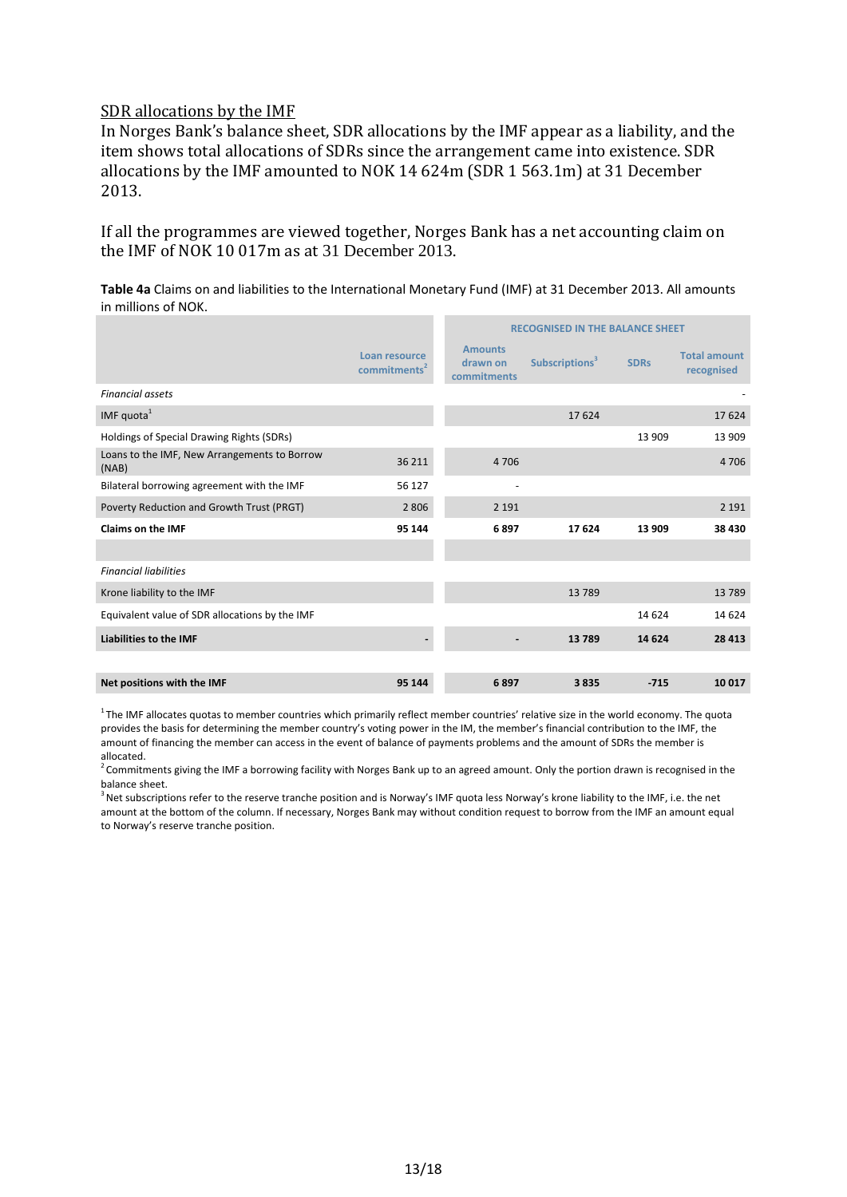<u>SDR allocations by the IMF</u>

In Norges Bank's balance sheet, SDR allocations by the IMF appear as a liability, and the item shows total allocations of SDRs since the arrangement came into existence. SDR allocations by the IMF amounted to NOK 14 624m (SDR 1 563.1m) at 31 December 2013.

If all the programmes are viewed together, Norges Bank has a net accounting claim on the IMF of NOK 10 017m as at 31 December 2013.

**Table 4a** Claims on and liabilities to the International Monetary Fund (IMF) at 31 December 2013. All amounts in millions of NOK.

| | | RECOGNISED IN THE BALANCE SHEET | | | |
|---|---|---|---|---|---|
| | Loan resource commitments[2] | Amounts drawn on commitments | Subscriptions[3] | SDRs | Total amount recognised |
| *Financial assets* | | | | | - |
| IMF quota[1] | | | 17 624 | | 17 624 |
| Holdings of Special Drawing Rights (SDRs) | | | | 13 909 | 13 909 |
| Loans to the IMF, New Arrangements to Borrow (NAB) | 36 211 | 4 706 | | | 4 706 |
| Bilateral borrowing agreement with the IMF | 56 127 | - | | | |
| Poverty Reduction and Growth Trust (PRGT) | 2 806 | 2 191 | | | 2 191 |
| **Claims on the IMF** | **95 144** | **6 897** | **17 624** | **13 909** | **38 430** |
| | | | | | |
| *Financial liabilities* | | | | | |
| Krone liability to the IMF | | | 13 789 | | 13 789 |
| Equivalent value of SDR allocations by the IMF | | | | 14 624 | 14 624 |
| **Liabilities to the IMF** | **-** | **-** | **13 789** | **14 624** | **28 413** |
| | | | | | |
| **Net positions with the IMF** | **95 144** | **6 897** | **3 835** | **-715** | **10 017** |

[1] The IMF allocates quotas to member countries which primarily reflect member countries' relative size in the world economy. The quota provides the basis for determining the member country's voting power in the IMF, the member's financial contribution to the IMF, the amount of financing the member can access in the event of balance of payments problems and the amount of SDRs the member is allocated.

[2] Commitments giving the IMF a borrowing facility with Norges Bank up to an agreed amount. Only the portion drawn is recognised in the balance sheet.

[3] Net subscriptions refer to the reserve tranche position and is Norway's IMF quota less Norway's krone liability to the IMF, i.e. the net amount at the bottom of the column. If necessary, Norges Bank may without condition request to borrow from the IMF an amount equal to Norway's reserve tranche position.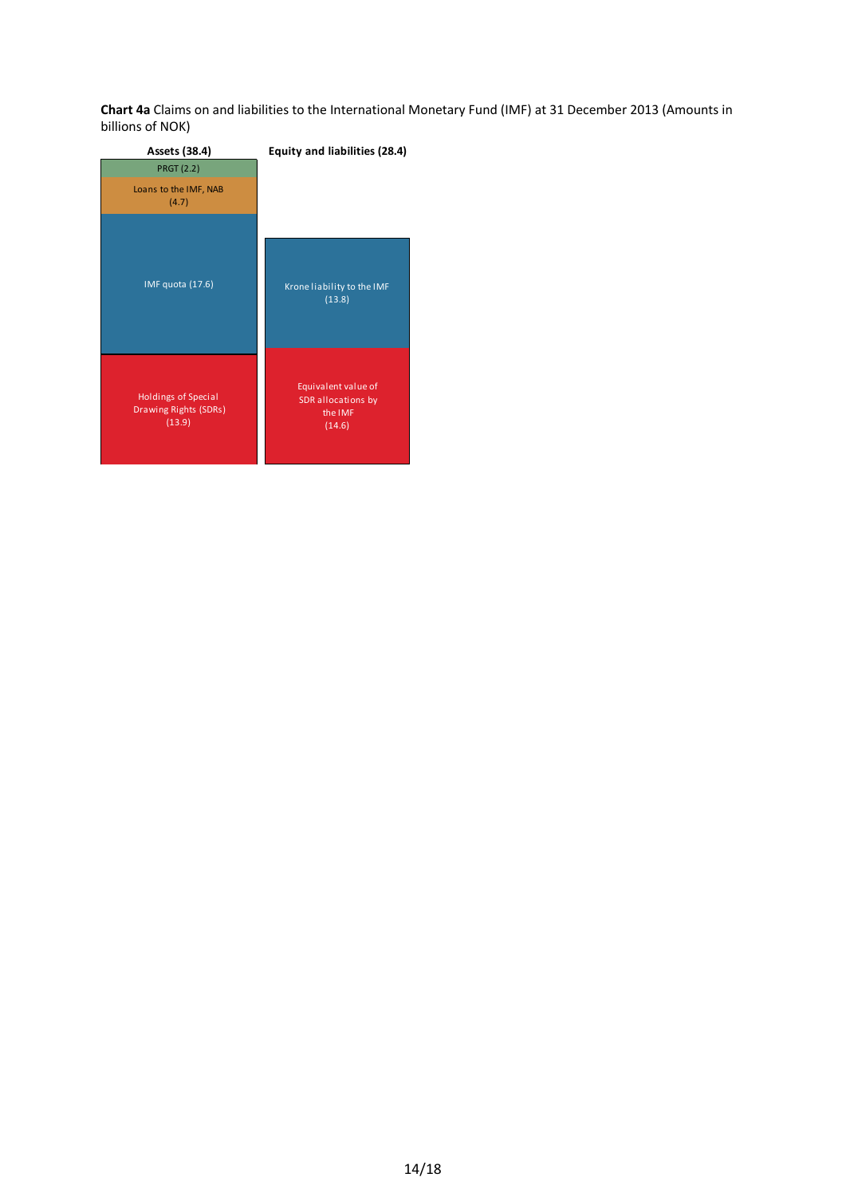**Chart 4a** Claims on and liabilities to the International Monetary Fund (IMF) at 31 December 2013 (Amounts in billions of NOK)

| Assets (38.4) | Equity and liabilities (28.4) |
| --- | --- |
| PRGT (2.2) | |
| Loans to the IMF, NAB (4.7) | |
| IMF quota (17.6) | Krone liability to the IMF (13.8) |
| Holdings of Special Drawing Rights (SDRs) (13.9) | Equivalent value of SDR allocations by the IMF (14.6) |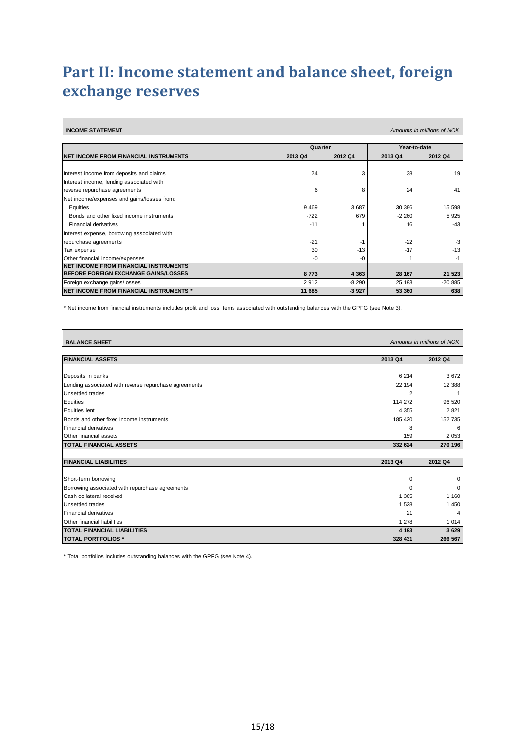# Part II: Income statement and balance sheet, foreign exchange reserves

**INCOME STATEMENT** *Amounts in millions of NOK*

| | Quarter | | Year-to-date | |
|---|---|---|---|---|
| **NET INCOME FROM FINANCIAL INSTRUMENTS** | **2013 Q4** | **2012 Q4** | **2013 Q4** | **2012 Q4** |
| Interest income from deposits and claims | 24 | 3 | 38 | 19 |
| Interest income, lending associated with reverse repurchase agreements | 6 | 8 | 24 | 41 |
| Net income/expenses and gains/losses from: | | | | |
| Equities | 9 469 | 3 687 | 30 386 | 15 598 |
| Bonds and other fixed income instruments | -722 | 679 | -2 260 | 5 925 |
| Financial derivatives | -11 | 1 | 16 | -43 |
| Interest expense, borrowing associated with repurchase agreements | -21 | -1 | -22 | -3 |
| Tax expense | 30 | -13 | -17 | -13 |
| Other financial income/expenses | -0 | -0 | 1 | -1 |
| **NET INCOME FROM FINANCIAL INSTRUMENTS BEFORE FOREIGN EXCHANGE GAINS/LOSSES** | **8 773** | **4 363** | **28 167** | **21 523** |
| Foreign exchange gains/losses | 2 912 | -8 290 | 25 193 | -20 885 |
| **NET INCOME FROM FINANCIAL INSTRUMENTS *** | **11 685** | **-3 927** | **53 360** | **638** |

* Net income from financial instruments includes profit and loss items associated with outstanding balances with the GPFG (see Note 3).

**BALANCE SHEET** *Amounts in millions of NOK*

| **FINANCIAL ASSETS** | **2013 Q4** | **2012 Q4** |
|---|---|---|
| Deposits in banks | 6 214 | 3 672 |
| Lending associated with reverse repurchase agreements | 22 194 | 12 388 |
| Unsettled trades | 2 | 1 |
| Equities | 114 272 | 96 520 |
| Equities lent | 4 355 | 2 821 |
| Bonds and other fixed income instruments | 185 420 | 152 735 |
| Financial derivatives | 8 | 6 |
| Other financial assets | 159 | 2 053 |
| **TOTAL FINANCIAL ASSETS** | **332 624** | **270 196** |
| | | |
| **FINANCIAL LIABILITIES** | **2013 Q4** | **2012 Q4** |
| Short-term borrowing | 0 | 0 |
| Borrowing associated with repurchase agreements | 0 | 0 |
| Cash collateral received | 1 365 | 1 160 |
| Unsettled trades | 1 528 | 1 450 |
| Financial derivatives | 21 | 4 |
| Other financial liabilities | 1 278 | 1 014 |
| **TOTAL FINANCIAL LIABILITIES** | **4 193** | **3 629** |
| **TOTAL PORTFOLIOS *** | **328 431** | **266 567** |

* Total portfolios includes outstanding balances with the GPFG (see Note 4).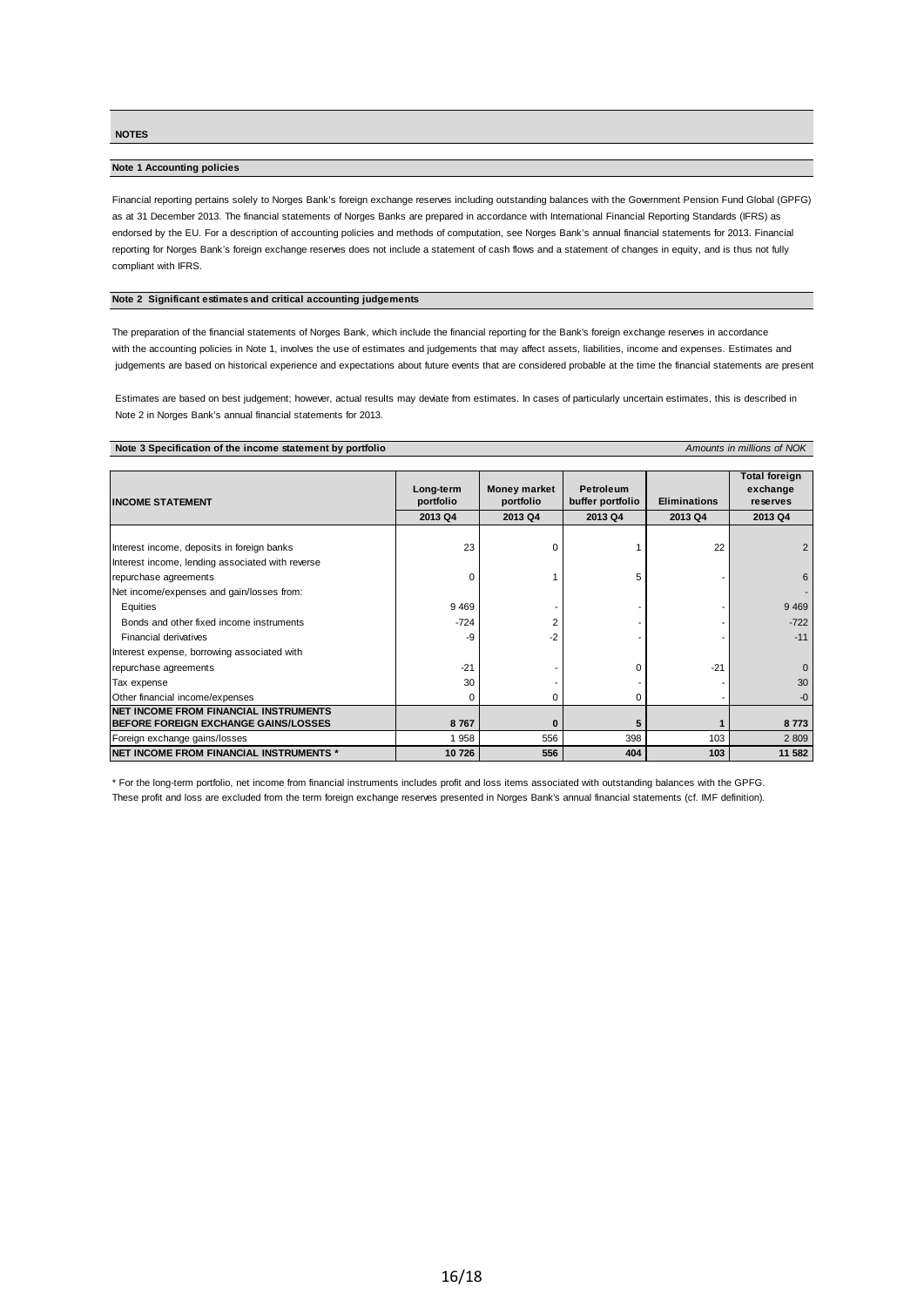## NOTES

### Note 1 Accounting policies

Financial reporting pertains solely to Norges Bank's foreign exchange reserves including outstanding balances with the Government Pension Fund Global (GPFG) as at 31 December 2013. The financial statements of Norges Banks are prepared in accordance with International Financial Reporting Standards (IFRS) as endorsed by the EU. For a description of accounting policies and methods of computation, see Norges Bank's annual financial statements for 2013. Financial reporting for Norges Bank's foreign exchange reserves does not include a statement of cash flows and a statement of changes in equity, and is thus not fully compliant with IFRS.

### Note 2 Significant estimates and critical accounting judgements

The preparation of the financial statements of Norges Bank, which include the financial reporting for the Bank's foreign exchange reserves in accordance with the accounting policies in Note 1, involves the use of estimates and judgements that may affect assets, liabilities, income and expenses. Estimates and judgements are based on historical experience and expectations about future events that are considered probable at the time the financial statements are present

Estimates are based on best judgement; however, actual results may deviate from estimates. In cases of particularly uncertain estimates, this is described in Note 2 in Norges Bank's annual financial statements for 2013.

### Note 3 Specification of the income statement by portfolio

*Amounts in millions of NOK*

| INCOME STATEMENT | Long-term portfolio | Money market portfolio | Petroleum buffer portfolio | Eliminations | Total foreign exchange reserves |
|---|---|---|---|---|---|
| | 2013 Q4 | 2013 Q4 | 2013 Q4 | 2013 Q4 | 2013 Q4 |
| Interest income, deposits in foreign banks | 23 | 0 | 1 | 22 | 2 |
| Interest income, lending associated with reverse repurchase agreements | 0 | 1 | 5 | - | 6 |
| Net income/expenses and gain/losses from: | | | | | - |
| Equities | 9 469 | - | - | - | 9 469 |
| Bonds and other fixed income instruments | -724 | 2 | - | - | -722 |
| Financial derivatives | -9 | -2 | - | - | -11 |
| Interest expense, borrowing associated with repurchase agreements | -21 | - | 0 | -21 | 0 |
| Tax expense | 30 | - | - | - | 30 |
| Other financial income/expenses | 0 | 0 | 0 | - | -0 |
| **NET INCOME FROM FINANCIAL INSTRUMENTS BEFORE FOREIGN EXCHANGE GAINS/LOSSES** | **8 767** | **0** | **5** | **1** | **8 773** |
| Foreign exchange gains/losses | 1 958 | 556 | 398 | 103 | 2 809 |
| **NET INCOME FROM FINANCIAL INSTRUMENTS \*** | **10 726** | **556** | **404** | **103** | **11 582** |

\* For the long-term portfolio, net income from financial instruments includes profit and loss items associated with outstanding balances with the GPFG. These profit and loss are excluded from the term foreign exchange reserves presented in Norges Bank's annual financial statements (cf. IMF definition).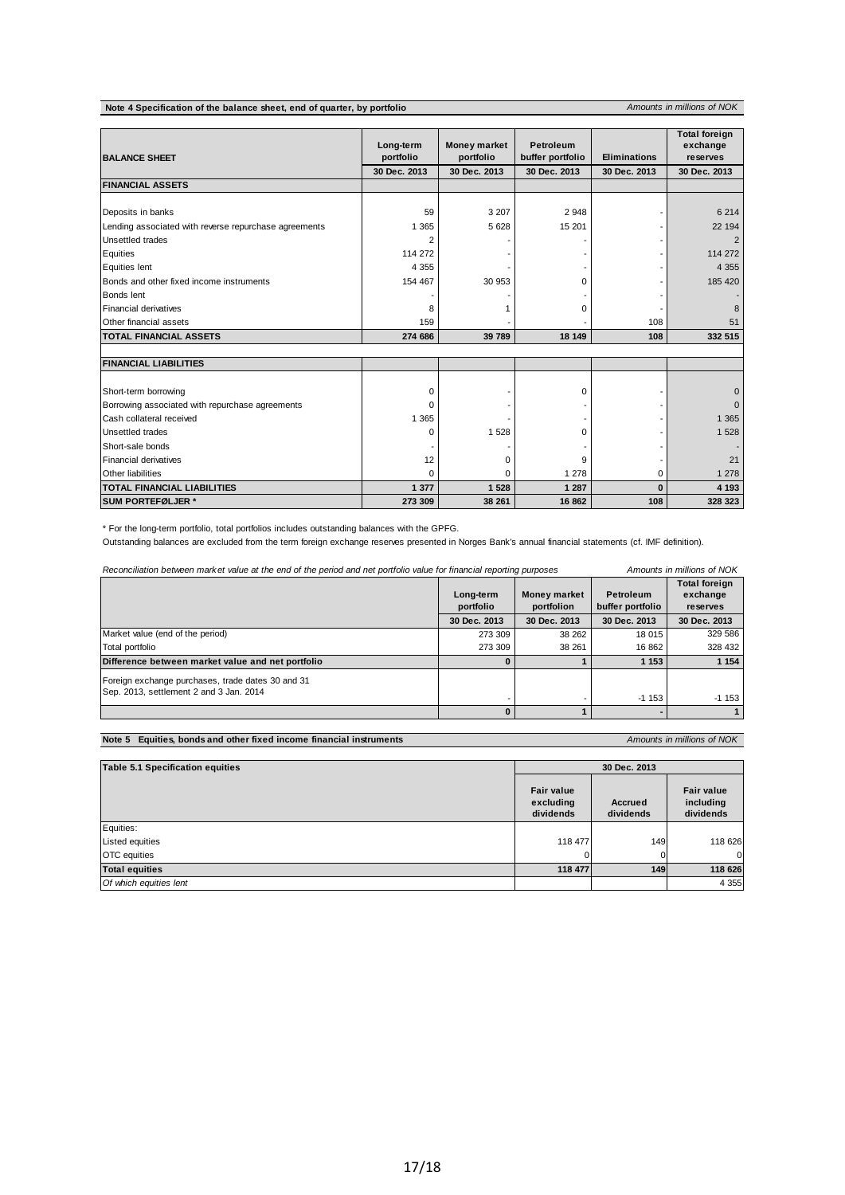**Note 4 Specification of the balance sheet, end of quarter, by portfolio**

*Amounts in millions of NOK*

| BALANCE SHEET | Long-term portfolio | Money market portfolio | Petroleum buffer portfolio | Eliminations | Total foreign exchange reserves |
|---|---|---|---|---|---|
| | 30 Dec. 2013 | 30 Dec. 2013 | 30 Dec. 2013 | 30 Dec. 2013 | 30 Dec. 2013 |
| **FINANCIAL ASSETS** | | | | | |
| Deposits in banks | 59 | 3 207 | 2 948 | - | 6 214 |
| Lending associated with reverse repurchase agreements | 1 365 | 5 628 | 15 201 | - | 22 194 |
| Unsettled trades | 2 | - | - | - | 2 |
| Equities | 114 272 | - | - | - | 114 272 |
| Equities lent | 4 355 | - | - | - | 4 355 |
| Bonds and other fixed income instruments | 154 467 | 30 953 | 0 | - | 185 420 |
| Bonds lent | - | - | - | - | - |
| Financial derivatives | 8 | 1 | 0 | - | 8 |
| Other financial assets | 159 | - | - | 108 | 51 |
| **TOTAL FINANCIAL ASSETS** | **274 686** | **39 789** | **18 149** | **108** | **332 515** |
| **FINANCIAL LIABILITIES** | | | | | |
| Short-term borrowing | 0 | - | 0 | - | 0 |
| Borrowing associated with repurchase agreements | 0 | - | - | - | 0 |
| Cash collateral received | 1 365 | - | - | - | 1 365 |
| Unsettled trades | 0 | 1 528 | 0 | - | 1 528 |
| Short-sale bonds | - | - | - | - | - |
| Financial derivatives | 12 | 0 | 9 | - | 21 |
| Other liabilities | 0 | 0 | 1 278 | 0 | 1 278 |
| **TOTAL FINANCIAL LIABILITIES** | **1 377** | **1 528** | **1 287** | **0** | **4 193** |
| **SUM PORTEFØLJER *** | **273 309** | **38 261** | **16 862** | **108** | **328 323** |

* For the long-term portfolio, total portfolios includes outstanding balances with the GPFG.
Outstanding balances are excluded from the term foreign exchange reserves presented in Norges Bank's annual financial statements (cf. IMF definition).

*Reconciliation between market value at the end of the period and net portfolio value for financial reporting purposes*

*Amounts in millions of NOK*

| | Long-term portfolio | Money market portfolion | Petroleum buffer portfolio | Total foreign exchange reserves |
|---|---|---|---|---|
| | 30 Dec. 2013 | 30 Dec. 2013 | 30 Dec. 2013 | 30 Dec. 2013 |
| Market value (end of the period) | 273 309 | 38 262 | 18 015 | 329 586 |
| Total portfolio | 273 309 | 38 261 | 16 862 | 328 432 |
| **Difference between market value and net portfolio** | **0** | **1** | **1 153** | **1 154** |
| Foreign exchange purchases, trade dates 30 and 31 Sep. 2013, settlement 2 and 3 Jan. 2014 | - | - | -1 153 | -1 153 |
| | **0** | **1** | **-** | **1** |

**Note 5 Equities, bonds and other fixed income financial instruments**

*Amounts in millions of NOK*

| Table 5.1 Specification equities | 30 Dec. 2013 | | |
|---|---|---|---|
| | Fair value excluding dividends | Accrued dividends | Fair value including dividends |
| Equities: | | | |
| Listed equities | 118 477 | 149 | 118 626 |
| OTC equities | 0 | 0 | 0 |
| **Total equities** | **118 477** | **149** | **118 626** |
| *Of which equities lent* | | | 4 355 |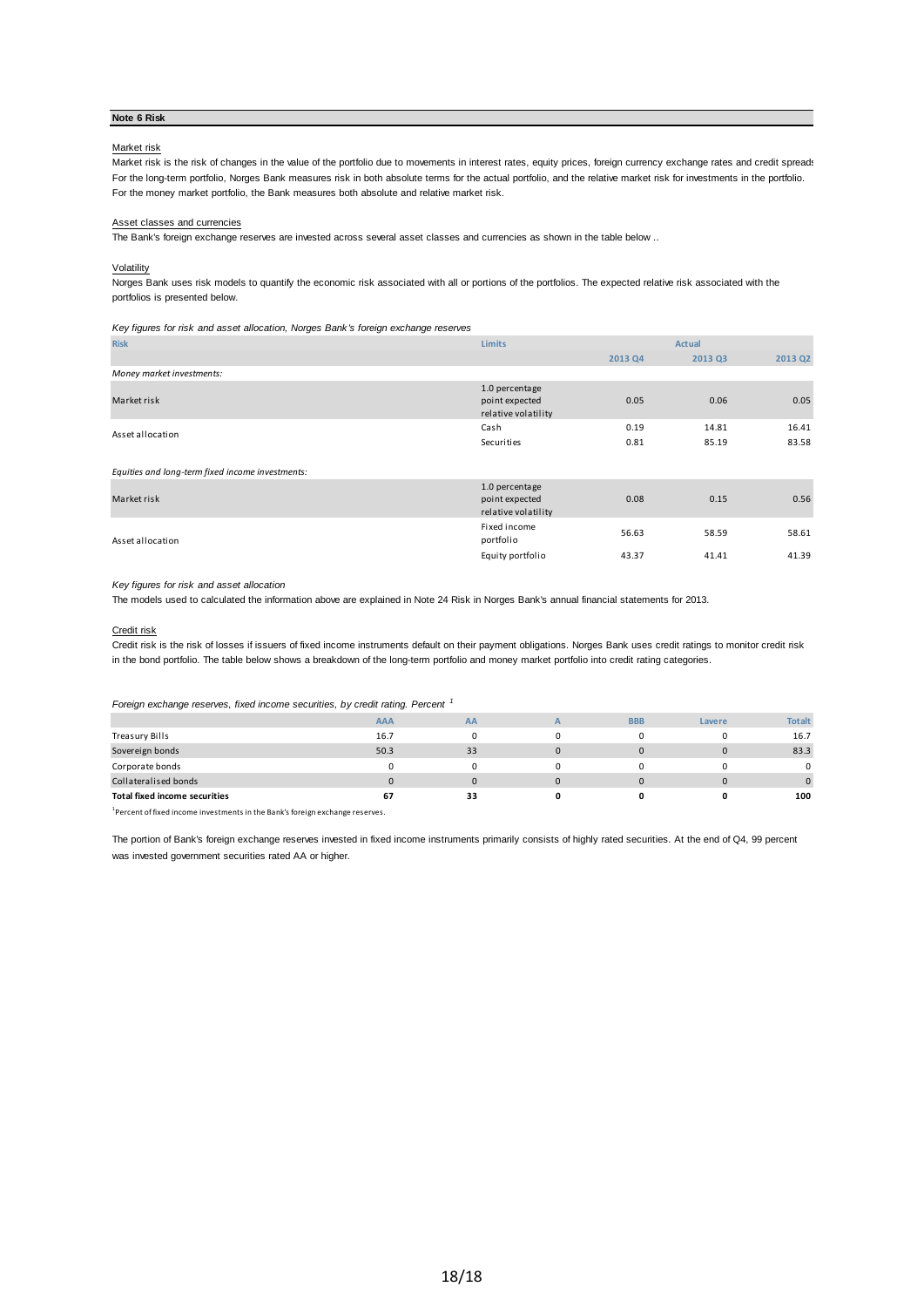## Note 6 Risk

Market risk

Market risk is the risk of changes in the value of the portfolio due to movements in interest rates, equity prices, foreign currency exchange rates and credit spreads. For the long-term portfolio, Norges Bank measures risk in both absolute terms for the actual portfolio, and the relative market risk for investments in the portfolio. For the money market portfolio, the Bank measures both absolute and relative market risk.

Asset classes and currencies

The Bank's foreign exchange reserves are invested across several asset classes and currencies as shown in the table below ..

Volatility

Norges Bank uses risk models to quantify the economic risk associated with all or portions of the portfolios. The expected relative risk associated with the portfolios is presented below.

*Key figures for risk and asset allocation, Norges Bank's foreign exchange reserves*

| Risk | Limits | Actual | | |
|---|---|---|---|---|
| | | 2013 Q4 | 2013 Q3 | 2013 Q2 |
| *Money market investments:* | | | | |
| Market risk | 1.0 percentage point expected relative volatility | 0.05 | 0.06 | 0.05 |
| Asset allocation | Cash | 0.19 | 14.81 | 16.41 |
| | Securities | 0.81 | 85.19 | 83.58 |
| *Equities and long-term fixed income investments:* | | | | |
| Market risk | 1.0 percentage point expected relative volatility | 0.08 | 0.15 | 0.56 |
| Asset allocation | Fixed income portfolio | 56.63 | 58.59 | 58.61 |
| | Equity portfolio | 43.37 | 41.41 | 41.39 |

*Key figures for risk and asset allocation*

The models used to calculated the information above are explained in Note 24 Risk in Norges Bank's annual financial statements for 2013.

Credit risk

Credit risk is the risk of losses if issuers of fixed income instruments default on their payment obligations. Norges Bank uses credit ratings to monitor credit risk in the bond portfolio. The table below shows a breakdown of the long-term portfolio and money market portfolio into credit rating categories.

*Foreign exchange reserves, fixed income securities, by credit rating. Percent [1]*

| | AAA | AA | A | BBB | Lavere | Totalt |
|---|---|---|---|---|---|---|
| Treasury Bills | 16.7 | 0 | 0 | 0 | 0 | 16.7 |
| Sovereign bonds | 50.3 | 33 | 0 | 0 | 0 | 83.3 |
| Corporate bonds | 0 | 0 | 0 | 0 | 0 | 0 |
| Collateralised bonds | 0 | 0 | 0 | 0 | 0 | 0 |
| **Total fixed income securities** | **67** | **33** | **0** | **0** | **0** | **100** |

[1]Percent of fixed income investments in the Bank's foreign exchange reserves.

The portion of Bank's foreign exchange reserves invested in fixed income instruments primarily consists of highly rated securities. At the end of Q4, 99 percent was invested government securities rated AA or higher.